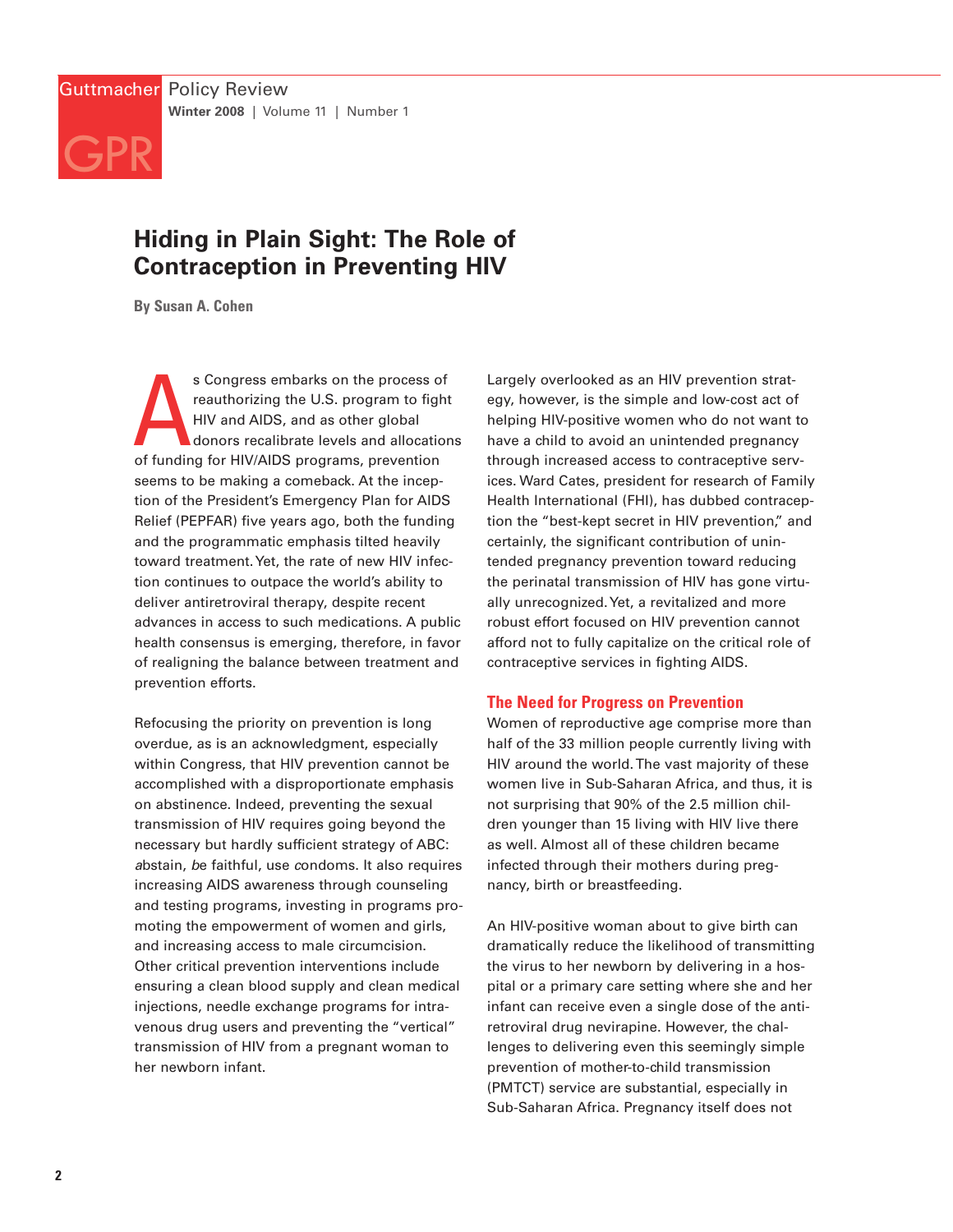# Hiding in Plain Sight: The Role of Contraception in Preventing HIV

**By Susan A. Cohen**

As Congress embarks on the process of reauthorizing the U.S. program to fight HIV and AIDS, and as other global donors recalibrate levels and allocations of funding for HIV/AIDS programs, prevention seems to be making a comeback. At the inception of the President's Emergency Plan for AIDS Relief (PEPFAR) five years ago, both the funding and the programmatic emphasis tilted heavily toward treatment. Yet, the rate of new HIV infection continues to outpace the world's ability to deliver antiretroviral therapy, despite recent advances in access to such medications. A public health consensus is emerging, therefore, in favor of realigning the balance between treatment and prevention efforts.

Refocusing the priority on prevention is long overdue, as is an acknowledgment, especially within Congress, that HIV prevention cannot be accomplished with a disproportionate emphasis on abstinence. Indeed, preventing the sexual transmission of HIV requires going beyond the necessary but hardly sufficient strategy of ABC: *a*bstain, *b*e faithful, use *c*ondoms. It also requires increasing AIDS awareness through counseling and testing programs, investing in programs promoting the empowerment of women and girls, and increasing access to male circumcision. Other critical prevention interventions include ensuring a clean blood supply and clean medical injections, needle exchange programs for intravenous drug users and preventing the "vertical" transmission of HIV from a pregnant woman to her newborn infant.

Largely overlooked as an HIV prevention strategy, however, is the simple and low-cost act of helping HIV-positive women who do not want to have a child to avoid an unintended pregnancy through increased access to contraceptive services. Ward Cates, president for research of Family Health International (FHI), has dubbed contraception the "best-kept secret in HIV prevention," and certainly, the significant contribution of unintended pregnancy prevention toward reducing the perinatal transmission of HIV has gone virtually unrecognized. Yet, a revitalized and more robust effort focused on HIV prevention cannot afford not to fully capitalize on the critical role of contraceptive services in fighting AIDS.

## The Need for Progress on Prevention

Women of reproductive age comprise more than half of the 33 million people currently living with HIV around the world. The vast majority of these women live in Sub-Saharan Africa, and thus, it is not surprising that 90% of the 2.5 million children younger than 15 living with HIV live there as well. Almost all of these children became infected through their mothers during pregnancy, birth or breastfeeding.

An HIV-positive woman about to give birth can dramatically reduce the likelihood of transmitting the virus to her newborn by delivering in a hospital or a primary care setting where she and her infant can receive even a single dose of the antiretroviral drug nevirapine. However, the challenges to delivering even this seemingly simple prevention of mother-to-child transmission (PMTCT) service are substantial, especially in Sub-Saharan Africa. Pregnancy itself does not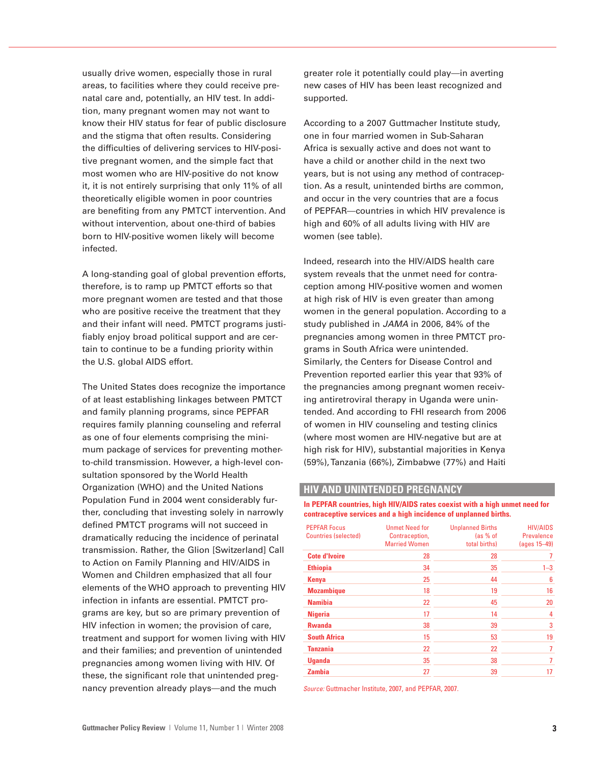usually drive women, especially those in rural areas, to facilities where they could receive prenatal care and, potentially, an HIV test. In addition, many pregnant women may not want to know their HIV status for fear of public disclosure and the stigma that often results. Considering the difficulties of delivering services to HIV-positive pregnant women, and the simple fact that most women who are HIV-positive do not know it, it is not entirely surprising that only 11% of all theoretically eligible women in poor countries are benefiting from any PMTCT intervention. And without intervention, about one-third of babies born to HIV-positive women likely will become infected.

A long-standing goal of global prevention efforts, therefore, is to ramp up PMTCT efforts so that more pregnant women are tested and that those who are positive receive the treatment that they and their infant will need. PMTCT programs justifiably enjoy broad political support and are certain to continue to be a funding priority within the U.S. global AIDS effort.

The United States does recognize the importance of at least establishing linkages between PMTCT and family planning programs, since PEPFAR requires family planning counseling and referral as one of four elements comprising the minimum package of services for preventing mother-to-child transmission. However, a high-level consultation sponsored by the World Health Organization (WHO) and the United Nations Population Fund in 2004 went considerably further, concluding that investing solely in narrowly defined PMTCT programs will not succeed in dramatically reducing the incidence of perinatal transmission. Rather, the Glion [Switzerland] Call to Action on Family Planning and HIV/AIDS in Women and Children emphasized that all four elements of the WHO approach to preventing HIV infection in infants are essential. PMTCT programs are key, but so are primary prevention of HIV infection in women; the provision of care, treatment and support for women living with HIV and their families; and prevention of unintended pregnancies among women living with HIV. Of these, the significant role that unintended pregnancy prevention already plays—and the much greater role it potentially could play—in averting new cases of HIV has been least recognized and supported.

According to a 2007 Guttmacher Institute study, one in four married women in Sub-Saharan Africa is sexually active and does not want to have a child or another child in the next two years, but is not using any method of contraception. As a result, unintended births are common, and occur in the very countries that are a focus of PEPFAR—countries in which HIV prevalence is high and 60% of all adults living with HIV are women (see table).

Indeed, research into the HIV/AIDS health care system reveals that the unmet need for contraception among HIV-positive women and women at high risk of HIV is even greater than among women in the general population. According to a study published in *JAMA* in 2006, 84% of the pregnancies among women in three PMTCT programs in South Africa were unintended. Similarly, the Centers for Disease Control and Prevention reported earlier this year that 93% of the pregnancies among pregnant women receiving antiretroviral therapy in Uganda were unintended. And according to FHI research from 2006 of women in HIV counseling and testing clinics (where most women are HIV-negative but are at high risk for HIV), substantial majorities in Kenya (59%), Tanzania (66%), Zimbabwe (77%) and Haiti

## HIV AND UNINTENDED PREGNANCY

**In PEPFAR countries, high HIV/AIDS rates coexist with a high unmet need for contraceptive services and a high incidence of unplanned births.**

| PEPFAR Focus Countries (selected) | Unmet Need for Contraception, Married Women | Unplanned Births (as % of total births) | HIV/AIDS Prevalence (ages 15–49) |
|---|---|---|---|
| **Cote d'Ivoire** | 28 | 28 | 7 |
| **Ethiopia** | 34 | 35 | 1–3 |
| **Kenya** | 25 | 44 | 6 |
| **Mozambique** | 18 | 19 | 16 |
| **Namibia** | 22 | 45 | 20 |
| **Nigeria** | 17 | 14 | 4 |
| **Rwanda** | 38 | 39 | 3 |
| **South Africa** | 15 | 53 | 19 |
| **Tanzania** | 22 | 22 | 7 |
| **Uganda** | 35 | 38 | 7 |
| **Zambia** | 27 | 39 | 17 |

*Source:* Guttmacher Institute, 2007, and PEPFAR, 2007.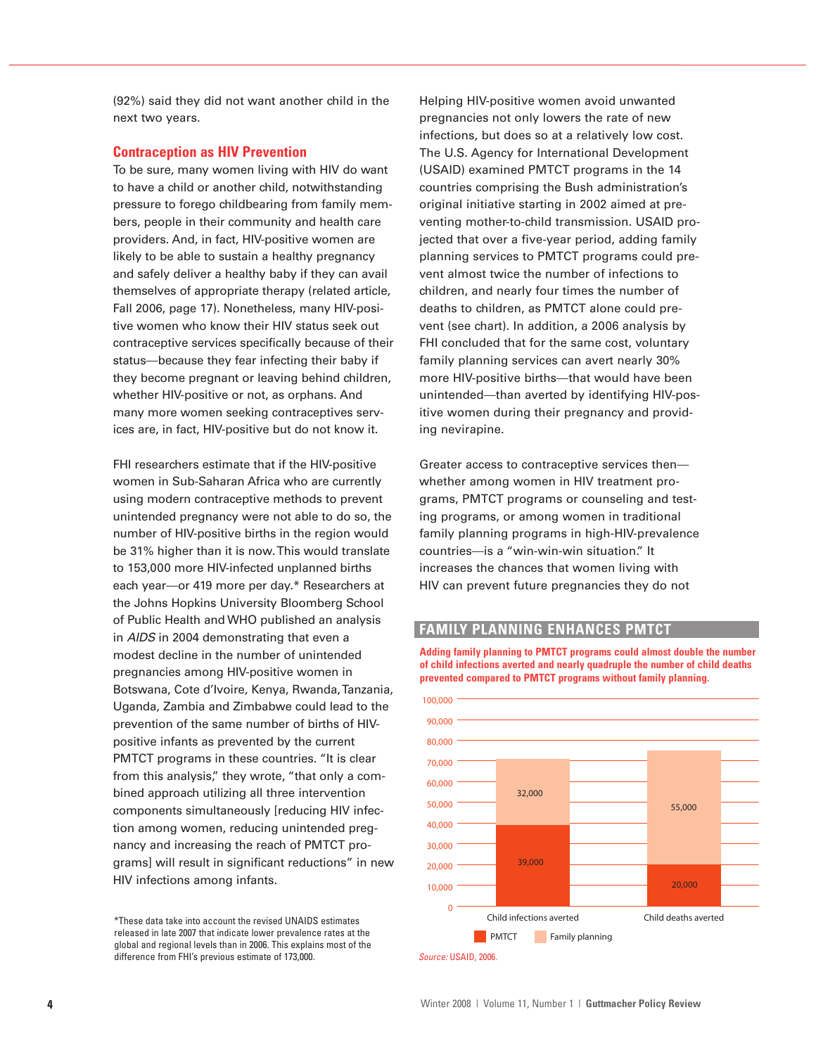(92%) said they did not want another child in the next two years.

## Contraception as HIV Prevention

To be sure, many women living with HIV do want to have a child or another child, notwithstanding pressure to forego childbearing from family members, people in their community and health care providers. And, in fact, HIV-positive women are likely to be able to sustain a healthy pregnancy and safely deliver a healthy baby if they can avail themselves of appropriate therapy (related article, Fall 2006, page 17). Nonetheless, many HIV-positive women who know their HIV status seek out contraceptive services specifically because of their status—because they fear infecting their baby if they become pregnant or leaving behind children, whether HIV-positive or not, as orphans. And many more women seeking contraceptives services are, in fact, HIV-positive but do not know it.

FHI researchers estimate that if the HIV-positive women in Sub-Saharan Africa who are currently using modern contraceptive methods to prevent unintended pregnancy were not able to do so, the number of HIV-positive births in the region would be 31% higher than it is now. This would translate to 153,000 more HIV-infected unplanned births each year—or 419 more per day.* Researchers at the Johns Hopkins University Bloomberg School of Public Health and WHO published an analysis in *AIDS* in 2004 demonstrating that even a modest decline in the number of unintended pregnancies among HIV-positive women in Botswana, Cote d'Ivoire, Kenya, Rwanda, Tanzania, Uganda, Zambia and Zimbabwe could lead to the prevention of the same number of births of HIV-positive infants as prevented by the current PMTCT programs in these countries. "It is clear from this analysis," they wrote, "that only a combined approach utilizing all three intervention components simultaneously [reducing HIV infection among women, reducing unintended pregnancy and increasing the reach of PMTCT programs] will result in significant reductions" in new HIV infections among infants.

Helping HIV-positive women avoid unwanted pregnancies not only lowers the rate of new infections, but does so at a relatively low cost. The U.S. Agency for International Development (USAID) examined PMTCT programs in the 14 countries comprising the Bush administration's original initiative starting in 2002 aimed at preventing mother-to-child transmission. USAID projected that over a five-year period, adding family planning services to PMTCT programs could prevent almost twice the number of infections to children, and nearly four times the number of deaths to children, as PMTCT alone could prevent (see chart). In addition, a 2006 analysis by FHI concluded that for the same cost, voluntary family planning services can avert nearly 30% more HIV-positive births—that would have been unintended—than averted by identifying HIV-positive women during their pregnancy and providing nevirapine.

Greater access to contraceptive services then—whether among women in HIV treatment programs, PMTCT programs or counseling and testing programs, or among women in traditional family planning programs in high-HIV-prevalence countries—is a "win-win-win situation." It increases the chances that women living with HIV can prevent future pregnancies they do not

### FAMILY PLANNING ENHANCES PMTCT

**Adding family planning to PMTCT programs could almost double the number of child infections averted and nearly quadruple the number of child deaths prevented compared to PMTCT programs without family planning.**

| | PMTCT | Family planning |
|---|---|---|
| Child infections averted | 39,000 | 32,000 |
| Child deaths averted | 20,000 | 55,000 |

*Source:* USAID, 2006.

*These data take into account the revised UNAIDS estimates released in late 2007 that indicate lower prevalence rates at the global and regional levels than in 2006. This explains most of the difference from FHI's previous estimate of 173,000.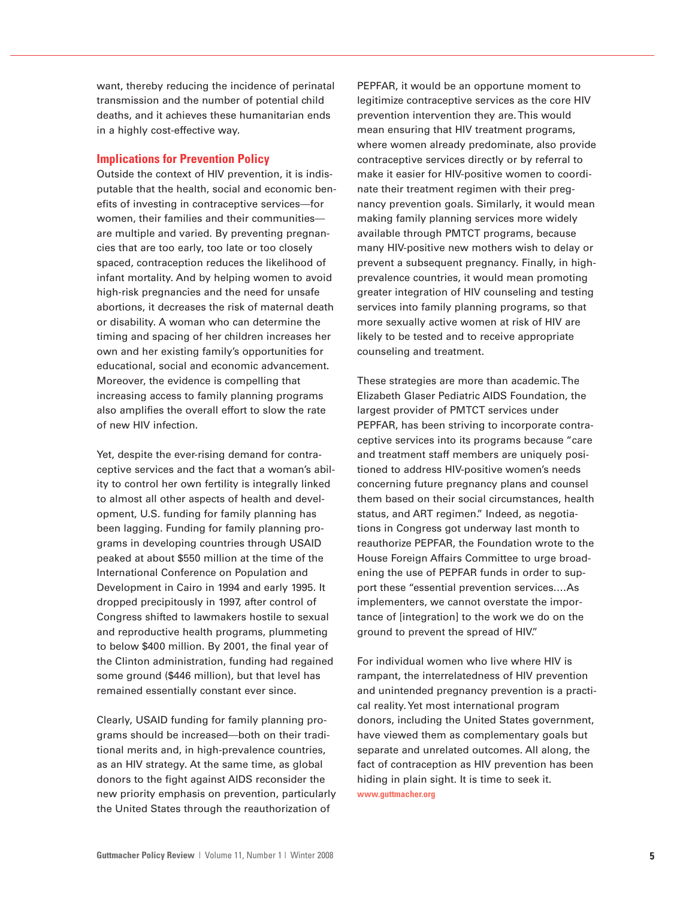want, thereby reducing the incidence of perinatal transmission and the number of potential child deaths, and it achieves these humanitarian ends in a highly cost-effective way.

## Implications for Prevention Policy

Outside the context of HIV prevention, it is indisputable that the health, social and economic benefits of investing in contraceptive services—for women, their families and their communities—are multiple and varied. By preventing pregnancies that are too early, too late or too closely spaced, contraception reduces the likelihood of infant mortality. And by helping women to avoid high-risk pregnancies and the need for unsafe abortions, it decreases the risk of maternal death or disability. A woman who can determine the timing and spacing of her children increases her own and her existing family's opportunities for educational, social and economic advancement. Moreover, the evidence is compelling that increasing access to family planning programs also amplifies the overall effort to slow the rate of new HIV infection.

Yet, despite the ever-rising demand for contraceptive services and the fact that a woman's ability to control her own fertility is integrally linked to almost all other aspects of health and development, U.S. funding for family planning has been lagging. Funding for family planning programs in developing countries through USAID peaked at about $550 million at the time of the International Conference on Population and Development in Cairo in 1994 and early 1995. It dropped precipitously in 1997, after control of Congress shifted to lawmakers hostile to sexual and reproductive health programs, plummeting to below $400 million. By 2001, the final year of the Clinton administration, funding had regained some ground ($446 million), but that level has remained essentially constant ever since.

Clearly, USAID funding for family planning programs should be increased—both on their traditional merits and, in high-prevalence countries, as an HIV strategy. At the same time, as global donors to the fight against AIDS reconsider the new priority emphasis on prevention, particularly the United States through the reauthorization of PEPFAR, it would be an opportune moment to legitimize contraceptive services as the core HIV prevention intervention they are. This would mean ensuring that HIV treatment programs, where women already predominate, also provide contraceptive services directly or by referral to make it easier for HIV-positive women to coordinate their treatment regimen with their pregnancy prevention goals. Similarly, it would mean making family planning services more widely available through PMTCT programs, because many HIV-positive new mothers wish to delay or prevent a subsequent pregnancy. Finally, in high-prevalence countries, it would mean promoting greater integration of HIV counseling and testing services into family planning programs, so that more sexually active women at risk of HIV are likely to be tested and to receive appropriate counseling and treatment.

These strategies are more than academic. The Elizabeth Glaser Pediatric AIDS Foundation, the largest provider of PMTCT services under PEPFAR, has been striving to incorporate contraceptive services into its programs because "care and treatment staff members are uniquely positioned to address HIV-positive women's needs concerning future pregnancy plans and counsel them based on their social circumstances, health status, and ART regimen." Indeed, as negotiations in Congress got underway last month to reauthorize PEPFAR, the Foundation wrote to the House Foreign Affairs Committee to urge broadening the use of PEPFAR funds in order to support these "essential prevention services….As implementers, we cannot overstate the importance of [integration] to the work we do on the ground to prevent the spread of HIV."

For individual women who live where HIV is rampant, the interrelatedness of HIV prevention and unintended pregnancy prevention is a practical reality. Yet most international program donors, including the United States government, have viewed them as complementary goals but separate and unrelated outcomes. All along, the fact of contraception as HIV prevention has been hiding in plain sight. It is time to seek it.

**www.guttmacher.org**